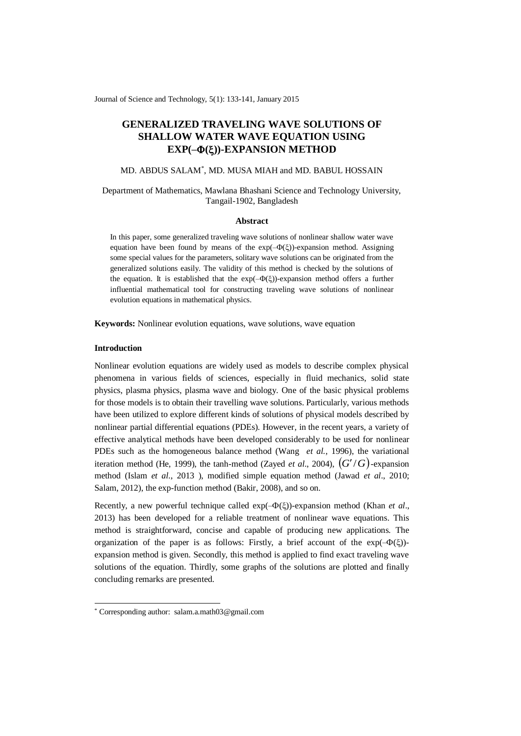# GENERALIZED TRAVELING WAVE SOLUTIONS OF SHALLOW WATER WAVE EQUATION USING EXP($-\Phi(\xi)$)-EXPANSION METHOD

MD. ABDUS SALAM[*], MD. MUSA MIAH and MD. BABUL HOSSAIN

Department of Mathematics, Mawlana Bhashani Science and Technology University, Tangail-1902, Bangladesh

### Abstract

In this paper, some generalized traveling wave solutions of nonlinear shallow water wave equation have been found by means of the exp($-\Phi(\xi)$)-expansion method. Assigning some special values for the parameters, solitary wave solutions can be originated from the generalized solutions easily. The validity of this method is checked by the solutions of the equation. It is established that the exp($-\Phi(\xi)$)-expansion method offers a further influential mathematical tool for constructing traveling wave solutions of nonlinear evolution equations in mathematical physics.

**Keywords:** Nonlinear evolution equations, wave solutions, wave equation

### Introduction

Nonlinear evolution equations are widely used as models to describe complex physical phenomena in various fields of sciences, especially in fluid mechanics, solid state physics, plasma physics, plasma wave and biology. One of the basic physical problems for those models is to obtain their travelling wave solutions. Particularly, various methods have been utilized to explore different kinds of solutions of physical models described by nonlinear partial differential equations (PDEs). However, in the recent years, a variety of effective analytical methods have been developed considerably to be used for nonlinear PDEs such as the homogeneous balance method (Wang *et al.*, 1996), the variational iteration method (He, 1999), the tanh-method (Zayed *et al*., 2004), $(G'/G)$-expansion method (Islam *et al*., 2013 ), modified simple equation method (Jawad *et al*., 2010; Salam, 2012), the exp-function method (Bakir, 2008), and so on.

Recently, a new powerful technique called exp($-\Phi(\xi)$)-expansion method (Khan *et al*., 2013) has been developed for a reliable treatment of nonlinear wave equations. This method is straightforward, concise and capable of producing new applications. The organization of the paper is as follows: Firstly, a brief account of the exp($-\Phi(\xi)$)-expansion method is given. Secondly, this method is applied to find exact traveling wave solutions of the equation. Thirdly, some graphs of the solutions are plotted and finally concluding remarks are presented.

---

[*] Corresponding author: salam.a.math03@gmail.com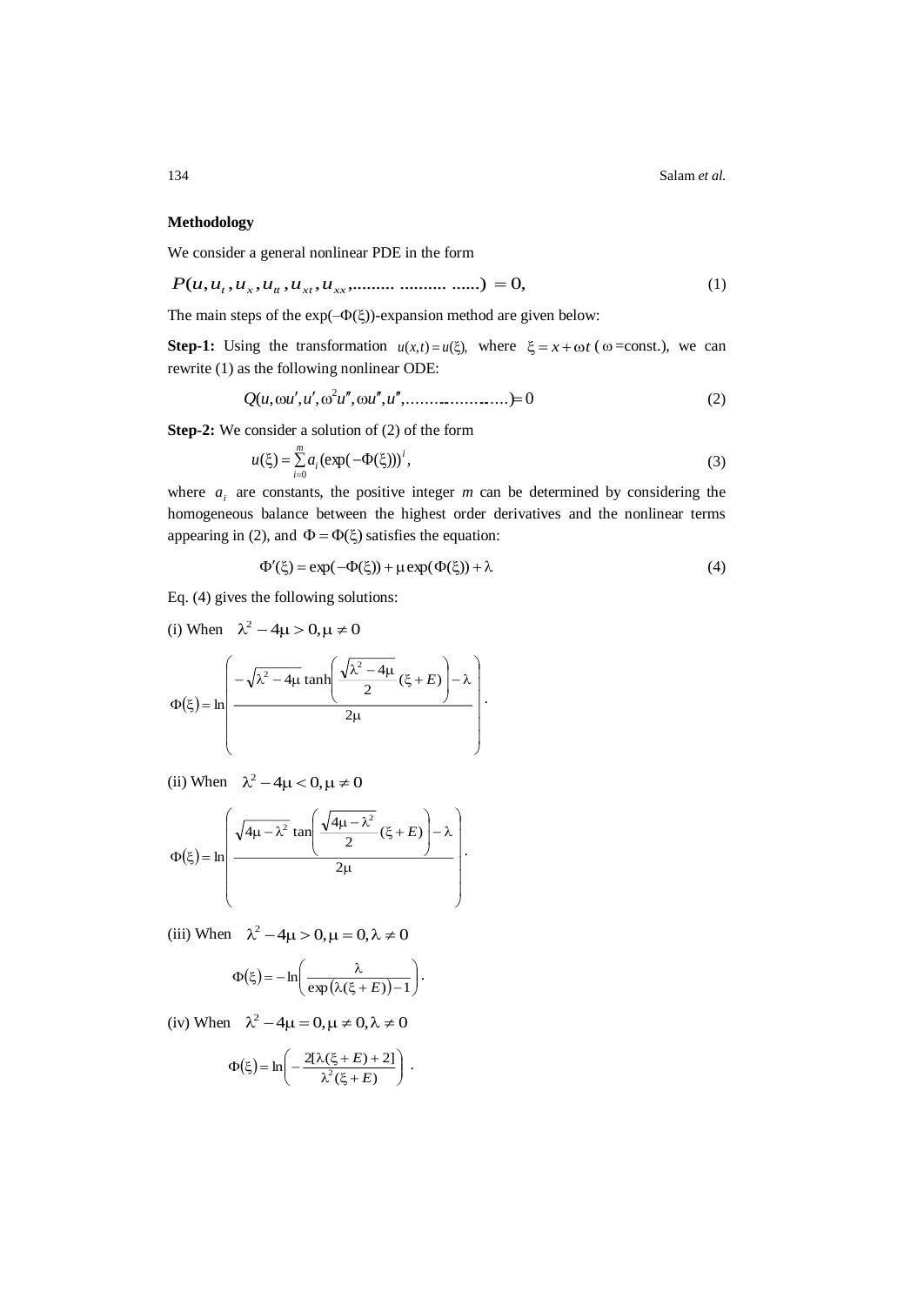### Methodology

We consider a general nonlinear PDE in the form

$$P(u, u_t, u_x, u_{tt}, u_{xt}, u_{xx}, .........\ ..........\ ......) = 0, \tag{1}$$

The main steps of the exp(–Φ(ξ))-expansion method are given below:

**Step-1:** Using the transformation $u(x,t) = u(\xi)$, where $\xi = x + \omega t$ ($\omega$ =const.), we can rewrite (1) as the following nonlinear ODE:

$$Q(u, \omega u', u', \omega^2 u'', \omega u'', u'', .....................) = 0 \tag{2}$$

**Step-2:** We consider a solution of (2) of the form

$$u(\xi) = \sum_{i=0}^{m} a_i (\exp(-\Phi(\xi)))^i, \tag{3}$$

where $a_i$ are constants, the positive integer $m$ can be determined by considering the homogeneous balance between the highest order derivatives and the nonlinear terms appearing in (2), and $\Phi = \Phi(\xi)$ satisfies the equation:

$$\Phi'(\xi) = \exp(-\Phi(\xi)) + \mu \exp(\Phi(\xi)) + \lambda \tag{4}$$

Eq. (4) gives the following solutions:

(i) When $\lambda^2 - 4\mu > 0, \mu \neq 0$

$$\Phi(\xi) = \ln\left( \frac{-\sqrt{\lambda^2 - 4\mu}\tanh\left(\frac{\sqrt{\lambda^2 - 4\mu}}{2}(\xi + E)\right) - \lambda}{2\mu} \right).$$

(ii) When $\lambda^2 - 4\mu < 0, \mu \neq 0$

$$\Phi(\xi) = \ln\left( \frac{\sqrt{4\mu - \lambda^2}\tan\left(\frac{\sqrt{4\mu - \lambda^2}}{2}(\xi + E)\right) - \lambda}{2\mu} \right).$$

(iii) When $\lambda^2 - 4\mu > 0, \mu = 0, \lambda \neq 0$

$$\Phi(\xi) = -\ln\left( \frac{\lambda}{\exp(\lambda(\xi + E)) - 1} \right).$$

(iv) When $\lambda^2 - 4\mu = 0, \mu \neq 0, \lambda \neq 0$

$$\Phi(\xi) = \ln\left( -\frac{2[\lambda(\xi + E) + 2]}{\lambda^2(\xi + E)} \right).$$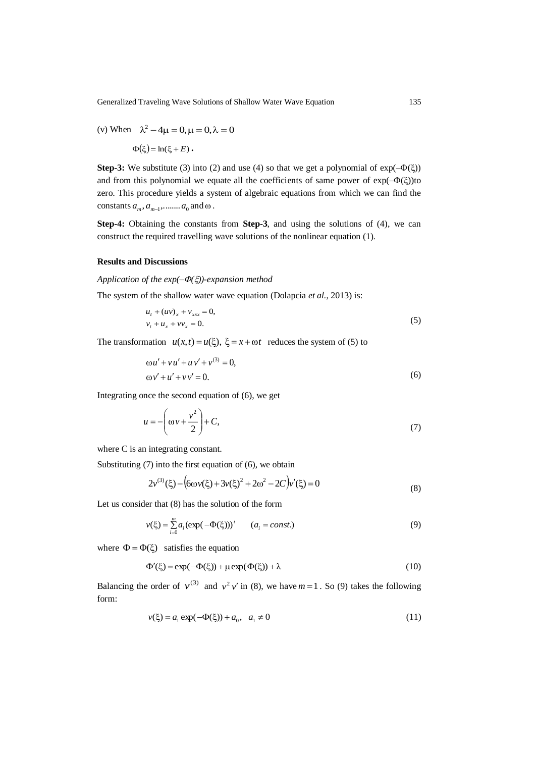(v) When $\lambda^2 - 4\mu = 0, \mu = 0, \lambda = 0$

$$\Phi(\xi) = \ln(\xi + E)\,.$$

**Step-3:** We substitute (3) into (2) and use (4) so that we get a polynomial of $\exp(-\Phi(\xi))$ and from this polynomial we equate all the coefficients of same power of $\exp(-\Phi(\xi))$to zero. This procedure yields a system of algebraic equations from which we can find the constants $a_m, a_{m-1}, \ldots\ldots a_0$ and $\omega$.

**Step-4:** Obtaining the constants from **Step-3**, and using the solutions of (4), we can construct the required travelling wave solutions of the nonlinear equation (1).

**Results and Discussions**

*Application of the exp(–Φ(ξ))-expansion method*

The system of the shallow water wave equation (Dolapcia *et al.*, 2013) is:

$$\begin{aligned} &u_t + (uv)_x + v_{xxx} = 0, \\ &v_t + u_x + v v_x = 0. \end{aligned} \tag{5}$$

The transformation $u(x,t) = u(\xi),\ \xi = x + \omega t$ reduces the system of (5) to

$$\begin{aligned} &\omega u' + v u' + u v' + v^{(3)} = 0, \\ &\omega v' + u' + v v' = 0. \end{aligned} \tag{6}$$

Integrating once the second equation of (6), we get

$$u = -\left(\omega v + \frac{v^2}{2}\right) + C, \tag{7}$$

where C is an integrating constant.

Substituting (7) into the first equation of (6), we obtain

$$2v^{(3)}(\xi) - \left(6\omega v(\xi) + 3v(\xi)^2 + 2\omega^2 - 2C\right)v'(\xi) = 0 \tag{8}$$

Let us consider that (8) has the solution of the form

$$v(\xi) = \sum_{i=0}^{m} a_i (\exp(-\Phi(\xi)))^i \qquad (a_i = const.) \tag{9}$$

where $\Phi = \Phi(\xi)$ satisfies the equation

$$\Phi'(\xi) = \exp(-\Phi(\xi)) + \mu \exp(\Phi(\xi)) + \lambda \tag{10}$$

Balancing the order of $v^{(3)}$ and $v^2 v'$ in (8), we have $m = 1$. So (9) takes the following form:

$$v(\xi) = a_1 \exp(-\Phi(\xi)) + a_0, \quad a_1 \neq 0 \tag{11}$$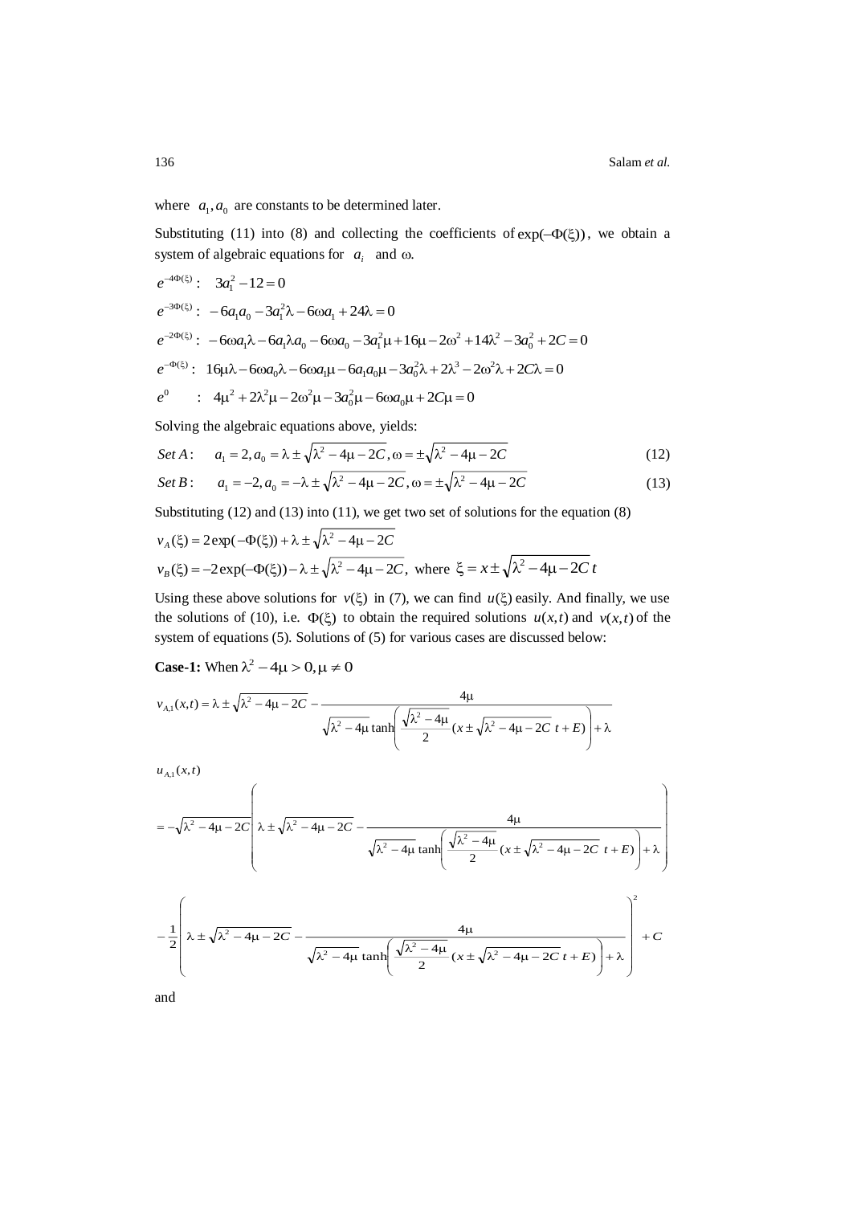where $a_1, a_0$ are constants to be determined later.

Substituting (11) into (8) and collecting the coefficients of $\exp(-\Phi(\xi))$, we obtain a system of algebraic equations for $a_i$ and $\omega$.

$$e^{-4\Phi(\xi)}: \quad 3a_1^2 - 12 = 0$$

$$e^{-3\Phi(\xi)}: \quad -6a_1 a_0 - 3a_1^2\lambda - 6\omega a_1 + 24\lambda = 0$$

$$e^{-2\Phi(\xi)}: \quad -6\omega a_1\lambda - 6a_1\lambda a_0 - 6\omega a_0 - 3a_1^2\mu + 16\mu - 2\omega^2 + 14\lambda^2 - 3a_0^2 + 2C = 0$$

$$e^{-\Phi(\xi)}: \quad 16\mu\lambda - 6\omega a_0\lambda - 6\omega a_1\mu - 6a_1 a_0\mu - 3a_0^2\lambda + 2\lambda^3 - 2\omega^2\lambda + 2C\lambda = 0$$

$$e^{0} \quad : \quad 4\mu^2 + 2\lambda^2\mu - 2\omega^2\mu - 3a_0^2\mu - 6\omega a_0\mu + 2C\mu = 0$$

Solving the algebraic equations above, yields:

$$Set\,A: \quad a_1 = 2, a_0 = \lambda \pm \sqrt{\lambda^2 - 4\mu - 2C}, \omega = \pm\sqrt{\lambda^2 - 4\mu - 2C} \tag{12}$$

$$Set\,B: \quad a_1 = -2, a_0 = -\lambda \pm \sqrt{\lambda^2 - 4\mu - 2C}, \omega = \pm\sqrt{\lambda^2 - 4\mu - 2C} \tag{13}$$

Substituting (12) and (13) into (11), we get two set of solutions for the equation (8)

$$v_A(\xi) = 2\exp(-\Phi(\xi)) + \lambda \pm \sqrt{\lambda^2 - 4\mu - 2C}$$

$$v_B(\xi) = -2\exp(-\Phi(\xi)) - \lambda \pm \sqrt{\lambda^2 - 4\mu - 2C}, \text{ where } \xi = x \pm \sqrt{\lambda^2 - 4\mu - 2C}\, t$$

Using these above solutions for $v(\xi)$ in (7), we can find $u(\xi)$ easily. And finally, we use the solutions of (10), i.e. $\Phi(\xi)$ to obtain the required solutions $u(x,t)$ and $v(x,t)$ of the system of equations (5). Solutions of (5) for various cases are discussed below:

**Case-1:** When $\lambda^2 - 4\mu > 0, \mu \neq 0$

$$v_{A,1}(x,t) = \lambda \pm \sqrt{\lambda^2 - 4\mu - 2C} - \frac{4\mu}{\sqrt{\lambda^2 - 4\mu}\tanh\left(\frac{\sqrt{\lambda^2 - 4\mu}}{2}(x \pm \sqrt{\lambda^2 - 4\mu - 2C}\, t + E)\right) + \lambda}$$

$$u_{A,1}(x,t)$$

$$= -\sqrt{\lambda^2 - 4\mu - 2C}\left(\lambda \pm \sqrt{\lambda^2 - 4\mu - 2C} - \frac{4\mu}{\sqrt{\lambda^2 - 4\mu}\tanh\left(\frac{\sqrt{\lambda^2 - 4\mu}}{2}(x \pm \sqrt{\lambda^2 - 4\mu - 2C}\, t + E)\right) + \lambda}\right)$$

$$-\frac{1}{2}\left(\lambda \pm \sqrt{\lambda^2 - 4\mu - 2C} - \frac{4\mu}{\sqrt{\lambda^2 - 4\mu}\tanh\left(\frac{\sqrt{\lambda^2 - 4\mu}}{2}(x \pm \sqrt{\lambda^2 - 4\mu - 2C}\, t + E)\right) + \lambda}\right)^2 + C$$

and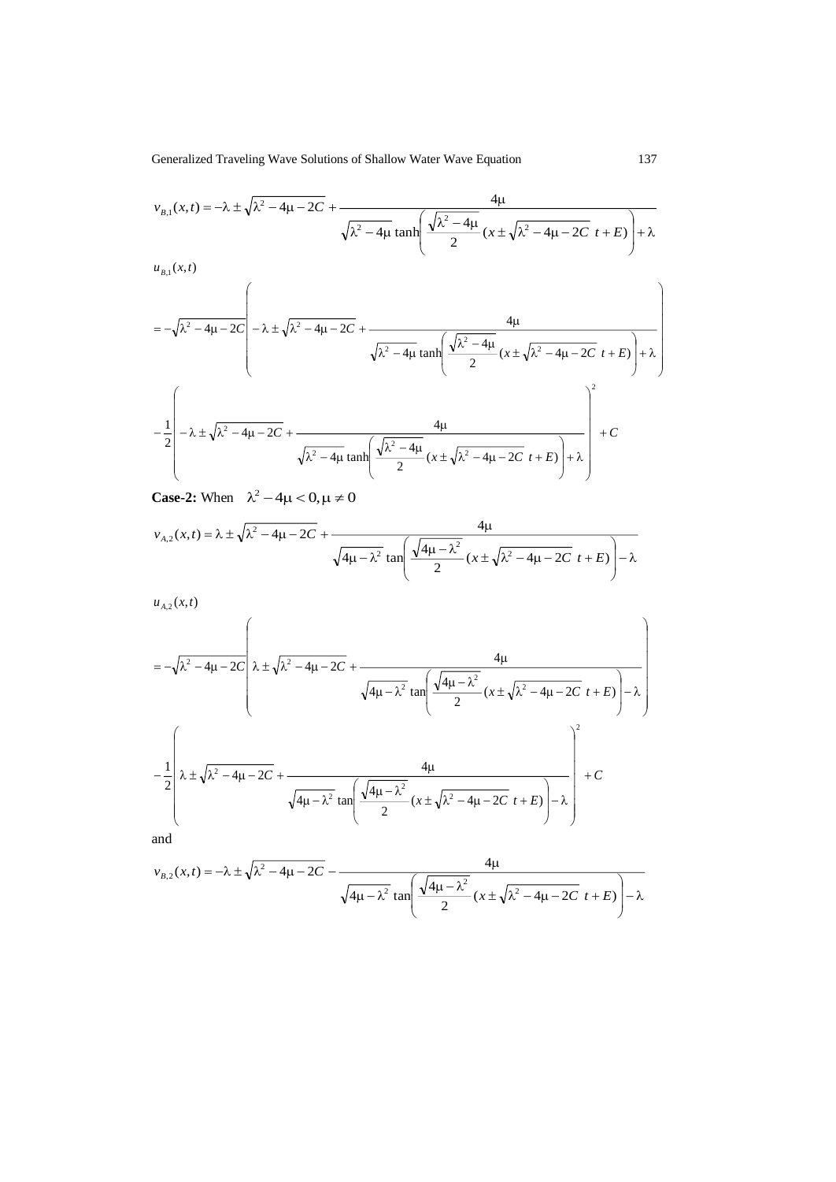$$v_{B,1}(x,t) = -\lambda \pm \sqrt{\lambda^2 - 4\mu - 2C} + \frac{4\mu}{\sqrt{\lambda^2 - 4\mu}\tanh\left(\frac{\sqrt{\lambda^2 - 4\mu}}{2}(x \pm \sqrt{\lambda^2 - 4\mu - 2C}\ t + E)\right) + \lambda}$$

$u_{B,1}(x,t)$

$$= -\sqrt{\lambda^2 - 4\mu - 2C}\left(-\lambda \pm \sqrt{\lambda^2 - 4\mu - 2C} + \frac{4\mu}{\sqrt{\lambda^2 - 4\mu}\tanh\left(\frac{\sqrt{\lambda^2 - 4\mu}}{2}(x \pm \sqrt{\lambda^2 - 4\mu - 2C}\ t + E)\right) + \lambda}\right)$$

$$-\frac{1}{2}\left(-\lambda \pm \sqrt{\lambda^2 - 4\mu - 2C} + \frac{4\mu}{\sqrt{\lambda^2 - 4\mu}\tanh\left(\frac{\sqrt{\lambda^2 - 4\mu}}{2}(x \pm \sqrt{\lambda^2 - 4\mu - 2C}\ t + E)\right) + \lambda}\right)^2 + C$$

**Case-2:** When $\lambda^2 - 4\mu < 0, \mu \neq 0$

$$v_{A,2}(x,t) = \lambda \pm \sqrt{\lambda^2 - 4\mu - 2C} + \frac{4\mu}{\sqrt{4\mu - \lambda^2}\tan\left(\frac{\sqrt{4\mu - \lambda^2}}{2}(x \pm \sqrt{\lambda^2 - 4\mu - 2C}\ t + E)\right) - \lambda}$$

$u_{A,2}(x,t)$

$$= -\sqrt{\lambda^2 - 4\mu - 2C}\left(\lambda \pm \sqrt{\lambda^2 - 4\mu - 2C} + \frac{4\mu}{\sqrt{4\mu - \lambda^2}\tan\left(\frac{\sqrt{4\mu - \lambda^2}}{2}(x \pm \sqrt{\lambda^2 - 4\mu - 2C}\ t + E)\right) - \lambda}\right)$$

$$-\frac{1}{2}\left(\lambda \pm \sqrt{\lambda^2 - 4\mu - 2C} + \frac{4\mu}{\sqrt{4\mu - \lambda^2}\tan\left(\frac{\sqrt{4\mu - \lambda^2}}{2}(x \pm \sqrt{\lambda^2 - 4\mu - 2C}\ t + E)\right) - \lambda}\right)^2 + C$$

and

$$v_{B,2}(x,t) = -\lambda \pm \sqrt{\lambda^2 - 4\mu - 2C} - \frac{4\mu}{\sqrt{4\mu - \lambda^2}\tan\left(\frac{\sqrt{4\mu - \lambda^2}}{2}(x \pm \sqrt{\lambda^2 - 4\mu - 2C}\ t + E)\right) - \lambda}$$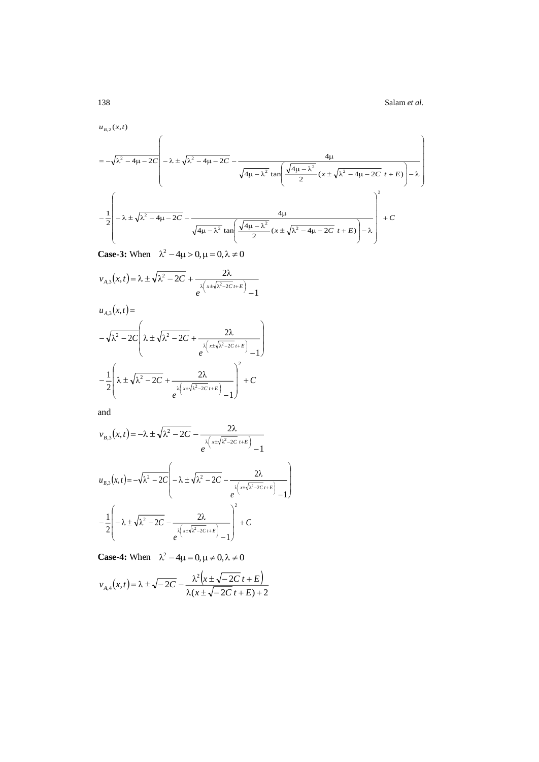$$
\begin{aligned}
&u_{B,2}(x,t) \\
&= -\sqrt{\lambda^2-4\mu-2C}\left(-\lambda \pm \sqrt{\lambda^2-4\mu-2C} - \frac{4\mu}{\sqrt{4\mu-\lambda^2}\,\tan\left(\frac{\sqrt{4\mu-\lambda^2}}{2}(x \pm \sqrt{\lambda^2-4\mu-2C}\;t+E)\right)-\lambda}\right) \\
&-\frac{1}{2}\left(-\lambda \pm \sqrt{\lambda^2-4\mu-2C} - \frac{4\mu}{\sqrt{4\mu-\lambda^2}\,\tan\left(\frac{\sqrt{4\mu-\lambda^2}}{2}(x \pm \sqrt{\lambda^2-4\mu-2C}\;t+E)\right)-\lambda}\right)^2 + C
\end{aligned}
$$

**Case-3:** When $\lambda^2-4\mu>0, \mu=0, \lambda \neq 0$

$$
v_{A,3}(x,t) = \lambda \pm \sqrt{\lambda^2-2C} + \frac{2\lambda}{e^{\lambda\left(x \pm \sqrt{\lambda^2-2C}\,t+E\right)}-1}
$$

$$
\begin{aligned}
&u_{A,3}(x,t) = \\
&-\sqrt{\lambda^2-2C}\left(\lambda \pm \sqrt{\lambda^2-2C} + \frac{2\lambda}{e^{\lambda\left(x \pm \sqrt{\lambda^2-2C}\,t+E\right)}-1}\right) \\
&-\frac{1}{2}\left(\lambda \pm \sqrt{\lambda^2-2C} + \frac{2\lambda}{e^{\lambda\left(x \pm \sqrt{\lambda^2-2C}\,t+E\right)}-1}\right)^2 + C
\end{aligned}
$$

and

$$
v_{B,3}(x,t) = -\lambda \pm \sqrt{\lambda^2-2C} - \frac{2\lambda}{e^{\lambda\left(x \pm \sqrt{\lambda^2-2C}\;t+E\right)}-1}
$$

$$
\begin{aligned}
u_{B,3}(x,t) &= -\sqrt{\lambda^2-2C}\left(-\lambda \pm \sqrt{\lambda^2-2C} - \frac{2\lambda}{e^{\lambda\left(x \pm \sqrt{\lambda^2-2C}\,t+E\right)}-1}\right) \\
&-\frac{1}{2}\left(-\lambda \pm \sqrt{\lambda^2-2C} - \frac{2\lambda}{e^{\lambda\left(x \pm \sqrt{\lambda^2-2C}\,t+E\right)}-1}\right)^2 + C
\end{aligned}
$$

**Case-4:** When $\lambda^2-4\mu=0, \mu \neq 0, \lambda \neq 0$

$$
v_{A,4}(x,t) = \lambda \pm \sqrt{-2C} - \frac{\lambda^2\left(x \pm \sqrt{-2C}\,t+E\right)}{\lambda(x \pm \sqrt{-2C}\,t+E)+2}
$$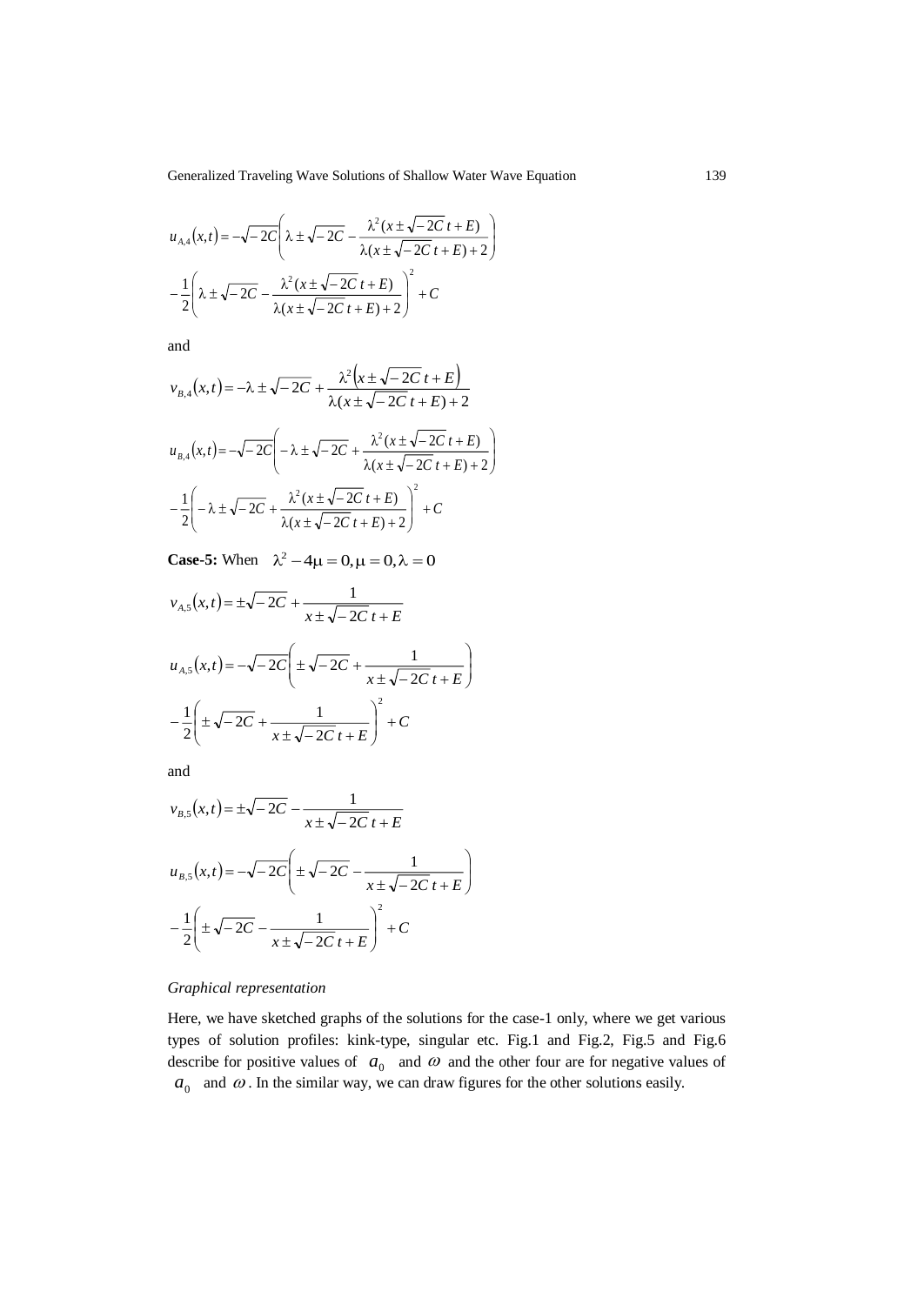$$u_{A,4}(x,t) = -\sqrt{-2C}\left(\lambda \pm \sqrt{-2C} - \frac{\lambda^2(x \pm \sqrt{-2C}\,t + E)}{\lambda(x \pm \sqrt{-2C}\,t + E) + 2}\right)$$

$$-\frac{1}{2}\left(\lambda \pm \sqrt{-2C} - \frac{\lambda^2(x \pm \sqrt{-2C}\,t + E)}{\lambda(x \pm \sqrt{-2C}\,t + E) + 2}\right)^2 + C$$

and

$$v_{B,4}(x,t) = -\lambda \pm \sqrt{-2C} + \frac{\lambda^2\left(x \pm \sqrt{-2C}\,t + E\right)}{\lambda(x \pm \sqrt{-2C}\,t + E) + 2}$$

$$u_{B,4}(x,t) = -\sqrt{-2C}\left(-\lambda \pm \sqrt{-2C} + \frac{\lambda^2(x \pm \sqrt{-2C}\,t + E)}{\lambda(x \pm \sqrt{-2C}\,t + E) + 2}\right)$$

$$-\frac{1}{2}\left(-\lambda \pm \sqrt{-2C} + \frac{\lambda^2(x \pm \sqrt{-2C}\,t + E)}{\lambda(x \pm \sqrt{-2C}\,t + E) + 2}\right)^2 + C$$

**Case-5:** When $\lambda^2 - 4\mu = 0, \mu = 0, \lambda = 0$

$$v_{A,5}(x,t) = \pm\sqrt{-2C} + \frac{1}{x \pm \sqrt{-2C}\,t + E}$$

$$u_{A,5}(x,t) = -\sqrt{-2C}\left(\pm\sqrt{-2C} + \frac{1}{x \pm \sqrt{-2C}\,t + E}\right)$$

$$-\frac{1}{2}\left(\pm\sqrt{-2C} + \frac{1}{x \pm \sqrt{-2C}\,t + E}\right)^2 + C$$

and

$$v_{B,5}(x,t) = \pm\sqrt{-2C} - \frac{1}{x \pm \sqrt{-2C}\,t + E}$$

$$u_{B,5}(x,t) = -\sqrt{-2C}\left(\pm\sqrt{-2C} - \frac{1}{x \pm \sqrt{-2C}\,t + E}\right)$$

$$-\frac{1}{2}\left(\pm\sqrt{-2C} - \frac{1}{x \pm \sqrt{-2C}\,t + E}\right)^2 + C$$

*Graphical representation*

Here, we have sketched graphs of the solutions for the case-1 only, where we get various types of solution profiles: kink-type, singular etc. Fig.1 and Fig.2, Fig.5 and Fig.6 describe for positive values of $a_0$ and $\omega$ and the other four are for negative values of $a_0$ and $\omega$. In the similar way, we can draw figures for the other solutions easily.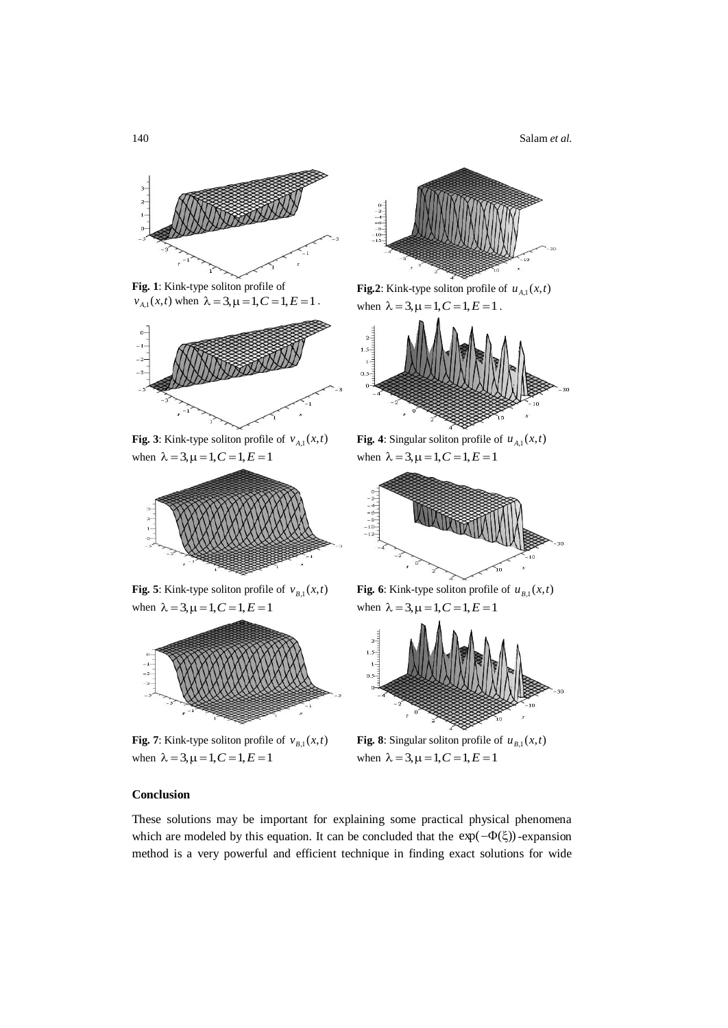**Fig. 1**: Kink-type soliton profile of $v_{A,1}(x,t)$ when $\lambda = 3, \mu = 1, C = 1, E = 1$.

**Fig.2**: Kink-type soliton profile of $u_{A,1}(x,t)$ when $\lambda = 3, \mu = 1, C = 1, E = 1$.

**Fig. 3**: Kink-type soliton profile of $v_{A,1}(x,t)$ when $\lambda = 3, \mu = 1, C = 1, E = 1$

**Fig. 4**: Singular soliton profile of $u_{A,1}(x,t)$ when $\lambda = 3, \mu = 1, C = 1, E = 1$

**Fig. 5**: Kink-type soliton profile of $v_{B,1}(x,t)$ when $\lambda = 3, \mu = 1, C = 1, E = 1$

**Fig. 6**: Kink-type soliton profile of $u_{B,1}(x,t)$ when $\lambda = 3, \mu = 1, C = 1, E = 1$

**Fig. 7**: Kink-type soliton profile of $v_{B,1}(x,t)$ when $\lambda = 3, \mu = 1, C = 1, E = 1$

**Fig. 8**: Singular soliton profile of $u_{B,1}(x,t)$ when $\lambda = 3, \mu = 1, C = 1, E = 1$

## Conclusion

These solutions may be important for explaining some practical physical phenomena which are modeled by this equation. It can be concluded that the $\exp(-\Phi(\xi))$-expansion method is a very powerful and efficient technique in finding exact solutions for wide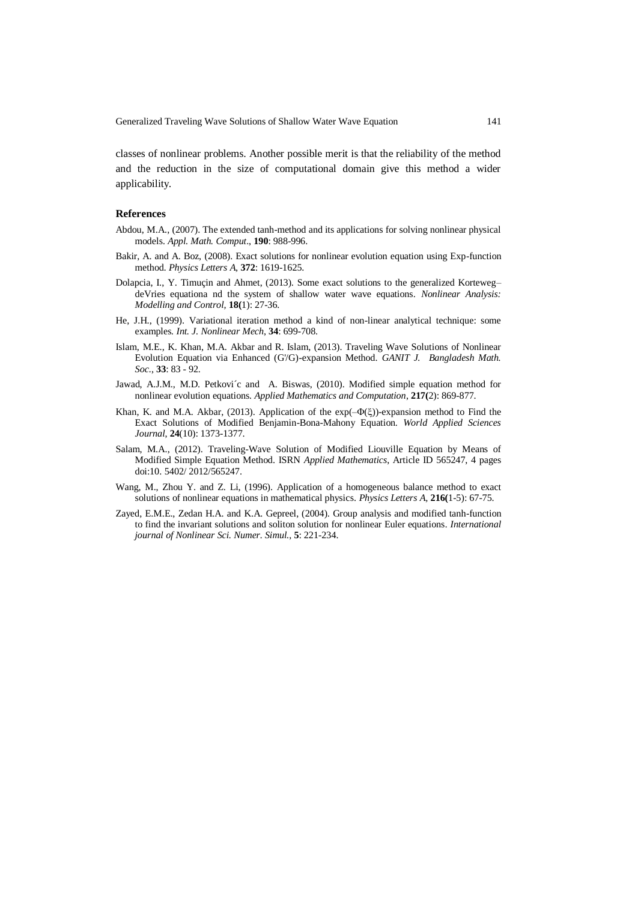classes of nonlinear problems. Another possible merit is that the reliability of the method and the reduction in the size of computational domain give this method a wider applicability.

**References**

Abdou, M.A., (2007). The extended tanh-method and its applications for solving nonlinear physical models. *Appl. Math. Comput*., **190**: 988-996.

Bakir, A. and A. Boz, (2008). Exact solutions for nonlinear evolution equation using Exp-function method. *Physics Letters A*, **372**: 1619-1625.

Dolapcia, I., Y. Timuçin and Ahmet, (2013). Some exact solutions to the generalized Korteweg–deVries equationa nd the system of shallow water wave equations. *Nonlinear Analysis: Modelling and Control*, **18(**1): 27-36.

He, J.H., (1999). Variational iteration method a kind of non-linear analytical technique: some examples. *Int. J. Nonlinear Mech*, **34**: 699-708.

Islam, M.E., K. Khan, M.A. Akbar and R. Islam, (2013). Traveling Wave Solutions of Nonlinear Evolution Equation via Enhanced (G′/G)-expansion Method. *GANIT J. Bangladesh Math. Soc.*, **33**: 83 - 92.

Jawad, A.J.M., M.D. Petkovi´c and A. Biswas, (2010). Modified simple equation method for nonlinear evolution equations. *Applied Mathematics and Computation*, **217(**2): 869-877.

Khan, K. and M.A. Akbar, (2013). Application of the exp(–Φ(ξ))-expansion method to Find the Exact Solutions of Modified Benjamin-Bona-Mahony Equation. *World Applied Sciences Journal*, **24**(10): 1373-1377.

Salam, M.A., (2012). Traveling-Wave Solution of Modified Liouville Equation by Means of Modified Simple Equation Method. ISRN *Applied Mathematics*, Article ID 565247, 4 pages doi:10. 5402/ 2012/565247.

Wang, M., Zhou Y. and Z. Li, (1996). Application of a homogeneous balance method to exact solutions of nonlinear equations in mathematical physics. *Physics Letters A*, **216(**1-5): 67-75.

Zayed, E.M.E., Zedan H.A. and K.A. Gepreel, (2004). Group analysis and modified tanh-function to find the invariant solutions and soliton solution for nonlinear Euler equations. *International journal of Nonlinear Sci. Numer. Simul.*, **5**: 221-234.